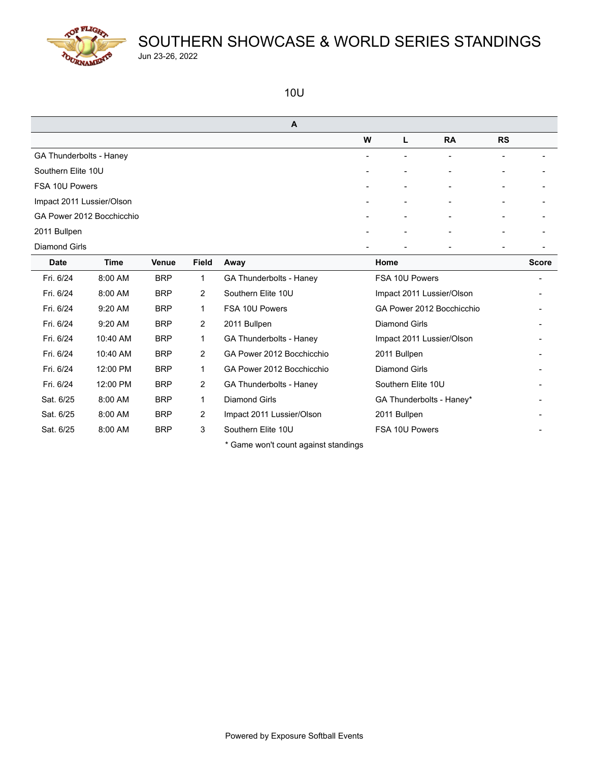# SOUTHERN SHOWCASE & WORLD SERIES STANDINGS

Jun 23-26, 2022

## 10U

| A | W | L | RA | RS | |
|---|---|---|---|---|---|
| GA Thunderbolts - Haney | - | - | - | - | - |
| Southern Elite 10U | - | - | - | - | - |
| FSA 10U Powers | - | - | - | - | - |
| Impact 2011 Lussier/Olson | - | - | - | - | - |
| GA Power 2012 Bocchicchio | - | - | - | - | - |
| 2011 Bullpen | - | - | - | - | - |
| Diamond Girls | - | - | - | - | - |

| Date | Time | Venue | Field | Away | Home | Score |
|---|---|---|---|---|---|---|
| Fri. 6/24 | 8:00 AM | BRP | 1 | GA Thunderbolts - Haney | FSA 10U Powers | - |
| Fri. 6/24 | 8:00 AM | BRP | 2 | Southern Elite 10U | Impact 2011 Lussier/Olson | - |
| Fri. 6/24 | 9:20 AM | BRP | 1 | FSA 10U Powers | GA Power 2012 Bocchicchio | - |
| Fri. 6/24 | 9:20 AM | BRP | 2 | 2011 Bullpen | Diamond Girls | - |
| Fri. 6/24 | 10:40 AM | BRP | 1 | GA Thunderbolts - Haney | Impact 2011 Lussier/Olson | - |
| Fri. 6/24 | 10:40 AM | BRP | 2 | GA Power 2012 Bocchicchio | 2011 Bullpen | - |
| Fri. 6/24 | 12:00 PM | BRP | 1 | GA Power 2012 Bocchicchio | Diamond Girls | - |
| Fri. 6/24 | 12:00 PM | BRP | 2 | GA Thunderbolts - Haney | Southern Elite 10U | - |
| Sat. 6/25 | 8:00 AM | BRP | 1 | Diamond Girls | GA Thunderbolts - Haney* | - |
| Sat. 6/25 | 8:00 AM | BRP | 2 | Impact 2011 Lussier/Olson | 2011 Bullpen | - |
| Sat. 6/25 | 8:00 AM | BRP | 3 | Southern Elite 10U | FSA 10U Powers | - |

* Game won't count against standings

Powered by Exposure Softball Events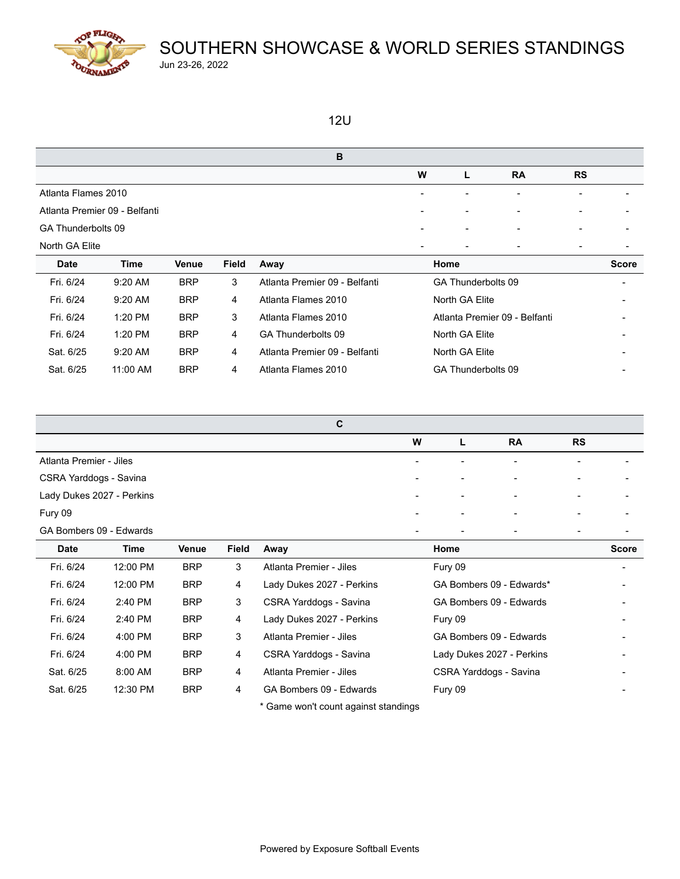# SOUTHERN SHOWCASE & WORLD SERIES STANDINGS

Jun 23-26, 2022

## 12U

### B

| | W | L | RA | RS | |
|---|---|---|---|---|---|
| Atlanta Flames 2010 | - | - | - | - | - |
| Atlanta Premier 09 - Belfanti | - | - | - | - | - |
| GA Thunderbolts 09 | - | - | - | - | - |
| North GA Elite | - | - | - | - | - |

| Date | Time | Venue | Field | Away | Home | Score |
|---|---|---|---|---|---|---|
| Fri. 6/24 | 9:20 AM | BRP | 3 | Atlanta Premier 09 - Belfanti | GA Thunderbolts 09 | - |
| Fri. 6/24 | 9:20 AM | BRP | 4 | Atlanta Flames 2010 | North GA Elite | - |
| Fri. 6/24 | 1:20 PM | BRP | 3 | Atlanta Flames 2010 | Atlanta Premier 09 - Belfanti | - |
| Fri. 6/24 | 1:20 PM | BRP | 4 | GA Thunderbolts 09 | North GA Elite | - |
| Sat. 6/25 | 9:20 AM | BRP | 4 | Atlanta Premier 09 - Belfanti | North GA Elite | - |
| Sat. 6/25 | 11:00 AM | BRP | 4 | Atlanta Flames 2010 | GA Thunderbolts 09 | - |

### C

| | W | L | RA | RS | |
|---|---|---|---|---|---|
| Atlanta Premier - Jiles | - | - | - | - | - |
| CSRA Yarddogs - Savina | - | - | - | - | - |
| Lady Dukes 2027 - Perkins | - | - | - | - | - |
| Fury 09 | - | - | - | - | - |
| GA Bombers 09 - Edwards | - | - | - | - | - |

| Date | Time | Venue | Field | Away | Home | Score |
|---|---|---|---|---|---|---|
| Fri. 6/24 | 12:00 PM | BRP | 3 | Atlanta Premier - Jiles | Fury 09 | - |
| Fri. 6/24 | 12:00 PM | BRP | 4 | Lady Dukes 2027 - Perkins | GA Bombers 09 - Edwards* | - |
| Fri. 6/24 | 2:40 PM | BRP | 3 | CSRA Yarddogs - Savina | GA Bombers 09 - Edwards | - |
| Fri. 6/24 | 2:40 PM | BRP | 4 | Lady Dukes 2027 - Perkins | Fury 09 | - |
| Fri. 6/24 | 4:00 PM | BRP | 3 | Atlanta Premier - Jiles | GA Bombers 09 - Edwards | - |
| Fri. 6/24 | 4:00 PM | BRP | 4 | CSRA Yarddogs - Savina | Lady Dukes 2027 - Perkins | - |
| Sat. 6/25 | 8:00 AM | BRP | 4 | Atlanta Premier - Jiles | CSRA Yarddogs - Savina | - |
| Sat. 6/25 | 12:30 PM | BRP | 4 | GA Bombers 09 - Edwards | Fury 09 | - |

* Game won't count against standings

Powered by Exposure Softball Events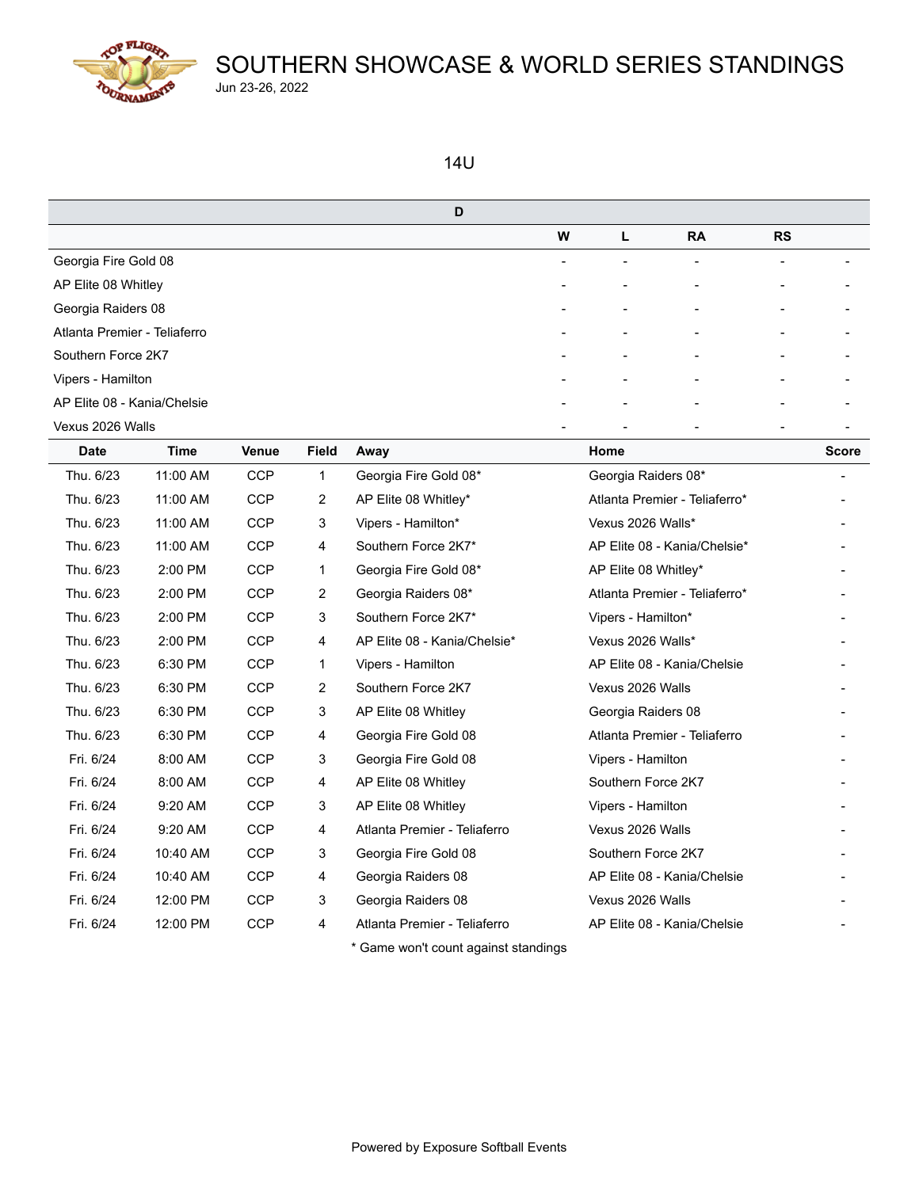# SOUTHERN SHOWCASE & WORLD SERIES STANDINGS

Jun 23-26, 2022

## 14U

| D | W | L | RA | RS | |
|---|---|---|---|---|---|
| Georgia Fire Gold 08 | - | - | - | - | - |
| AP Elite 08 Whitley | - | - | - | - | - |
| Georgia Raiders 08 | - | - | - | - | - |
| Atlanta Premier - Teliaferro | - | - | - | - | - |
| Southern Force 2K7 | - | - | - | - | - |
| Vipers - Hamilton | - | - | - | - | - |
| AP Elite 08 - Kania/Chelsie | - | - | - | - | - |
| Vexus 2026 Walls | - | - | - | - | - |

| Date | Time | Venue | Field | Away | Home | Score |
|---|---|---|---|---|---|---|
| Thu. 6/23 | 11:00 AM | CCP | 1 | Georgia Fire Gold 08* | Georgia Raiders 08* | - |
| Thu. 6/23 | 11:00 AM | CCP | 2 | AP Elite 08 Whitley* | Atlanta Premier - Teliaferro* | - |
| Thu. 6/23 | 11:00 AM | CCP | 3 | Vipers - Hamilton* | Vexus 2026 Walls* | - |
| Thu. 6/23 | 11:00 AM | CCP | 4 | Southern Force 2K7* | AP Elite 08 - Kania/Chelsie* | - |
| Thu. 6/23 | 2:00 PM | CCP | 1 | Georgia Fire Gold 08* | AP Elite 08 Whitley* | - |
| Thu. 6/23 | 2:00 PM | CCP | 2 | Georgia Raiders 08* | Atlanta Premier - Teliaferro* | - |
| Thu. 6/23 | 2:00 PM | CCP | 3 | Southern Force 2K7* | Vipers - Hamilton* | - |
| Thu. 6/23 | 2:00 PM | CCP | 4 | AP Elite 08 - Kania/Chelsie* | Vexus 2026 Walls* | - |
| Thu. 6/23 | 6:30 PM | CCP | 1 | Vipers - Hamilton | AP Elite 08 - Kania/Chelsie | - |
| Thu. 6/23 | 6:30 PM | CCP | 2 | Southern Force 2K7 | Vexus 2026 Walls | - |
| Thu. 6/23 | 6:30 PM | CCP | 3 | AP Elite 08 Whitley | Georgia Raiders 08 | - |
| Thu. 6/23 | 6:30 PM | CCP | 4 | Georgia Fire Gold 08 | Atlanta Premier - Teliaferro | - |
| Fri. 6/24 | 8:00 AM | CCP | 3 | Georgia Fire Gold 08 | Vipers - Hamilton | - |
| Fri. 6/24 | 8:00 AM | CCP | 4 | AP Elite 08 Whitley | Southern Force 2K7 | - |
| Fri. 6/24 | 9:20 AM | CCP | 3 | AP Elite 08 Whitley | Vipers - Hamilton | - |
| Fri. 6/24 | 9:20 AM | CCP | 4 | Atlanta Premier - Teliaferro | Vexus 2026 Walls | - |
| Fri. 6/24 | 10:40 AM | CCP | 3 | Georgia Fire Gold 08 | Southern Force 2K7 | - |
| Fri. 6/24 | 10:40 AM | CCP | 4 | Georgia Raiders 08 | AP Elite 08 - Kania/Chelsie | - |
| Fri. 6/24 | 12:00 PM | CCP | 3 | Georgia Raiders 08 | Vexus 2026 Walls | - |
| Fri. 6/24 | 12:00 PM | CCP | 4 | Atlanta Premier - Teliaferro | AP Elite 08 - Kania/Chelsie | - |

* Game won't count against standings

Powered by Exposure Softball Events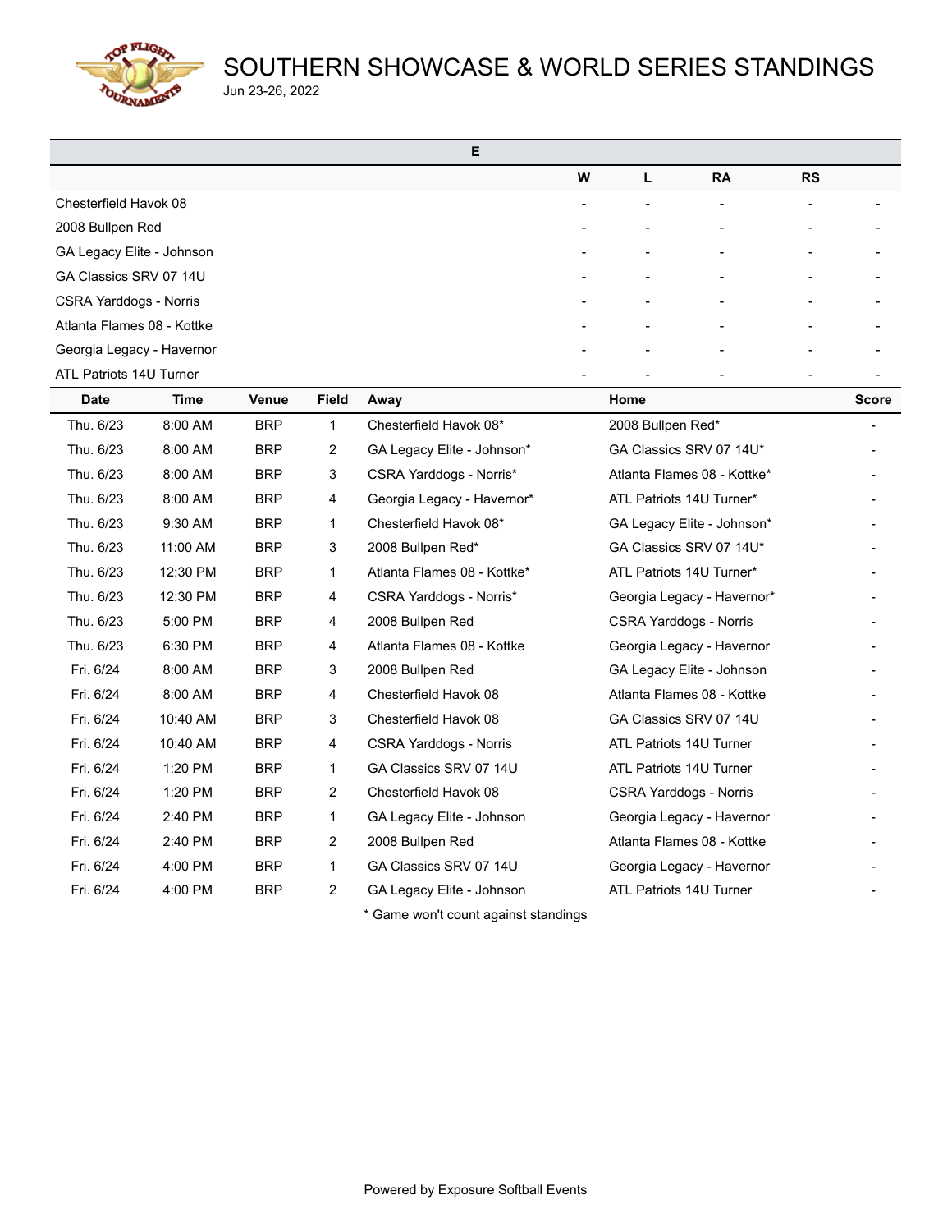# SOUTHERN SHOWCASE & WORLD SERIES STANDINGS

Jun 23-26, 2022

| E | W | L | RA | RS | |
|---|---|---|---|---|---|
| Chesterfield Havok 08 | - | - | - | - | - |
| 2008 Bullpen Red | - | - | - | - | - |
| GA Legacy Elite - Johnson | - | - | - | - | - |
| GA Classics SRV 07 14U | - | - | - | - | - |
| CSRA Yarddogs - Norris | - | - | - | - | - |
| Atlanta Flames 08 - Kottke | - | - | - | - | - |
| Georgia Legacy - Havernor | - | - | - | - | - |
| ATL Patriots 14U Turner | - | - | - | - | - |

| Date | Time | Venue | Field | Away | Home | Score |
|---|---|---|---|---|---|---|
| Thu. 6/23 | 8:00 AM | BRP | 1 | Chesterfield Havok 08* | 2008 Bullpen Red* | - |
| Thu. 6/23 | 8:00 AM | BRP | 2 | GA Legacy Elite - Johnson* | GA Classics SRV 07 14U* | - |
| Thu. 6/23 | 8:00 AM | BRP | 3 | CSRA Yarddogs - Norris* | Atlanta Flames 08 - Kottke* | - |
| Thu. 6/23 | 8:00 AM | BRP | 4 | Georgia Legacy - Havernor* | ATL Patriots 14U Turner* | - |
| Thu. 6/23 | 9:30 AM | BRP | 1 | Chesterfield Havok 08* | GA Legacy Elite - Johnson* | - |
| Thu. 6/23 | 11:00 AM | BRP | 3 | 2008 Bullpen Red* | GA Classics SRV 07 14U* | - |
| Thu. 6/23 | 12:30 PM | BRP | 1 | Atlanta Flames 08 - Kottke* | ATL Patriots 14U Turner* | - |
| Thu. 6/23 | 12:30 PM | BRP | 4 | CSRA Yarddogs - Norris* | Georgia Legacy - Havernor* | - |
| Thu. 6/23 | 5:00 PM | BRP | 4 | 2008 Bullpen Red | CSRA Yarddogs - Norris | - |
| Thu. 6/23 | 6:30 PM | BRP | 4 | Atlanta Flames 08 - Kottke | Georgia Legacy - Havernor | - |
| Fri. 6/24 | 8:00 AM | BRP | 3 | 2008 Bullpen Red | GA Legacy Elite - Johnson | - |
| Fri. 6/24 | 8:00 AM | BRP | 4 | Chesterfield Havok 08 | Atlanta Flames 08 - Kottke | - |
| Fri. 6/24 | 10:40 AM | BRP | 3 | Chesterfield Havok 08 | GA Classics SRV 07 14U | - |
| Fri. 6/24 | 10:40 AM | BRP | 4 | CSRA Yarddogs - Norris | ATL Patriots 14U Turner | - |
| Fri. 6/24 | 1:20 PM | BRP | 1 | GA Classics SRV 07 14U | ATL Patriots 14U Turner | - |
| Fri. 6/24 | 1:20 PM | BRP | 2 | Chesterfield Havok 08 | CSRA Yarddogs - Norris | - |
| Fri. 6/24 | 2:40 PM | BRP | 1 | GA Legacy Elite - Johnson | Georgia Legacy - Havernor | - |
| Fri. 6/24 | 2:40 PM | BRP | 2 | 2008 Bullpen Red | Atlanta Flames 08 - Kottke | - |
| Fri. 6/24 | 4:00 PM | BRP | 1 | GA Classics SRV 07 14U | Georgia Legacy - Havernor | - |
| Fri. 6/24 | 4:00 PM | BRP | 2 | GA Legacy Elite - Johnson | ATL Patriots 14U Turner | - |

\* Game won't count against standings

Powered by Exposure Softball Events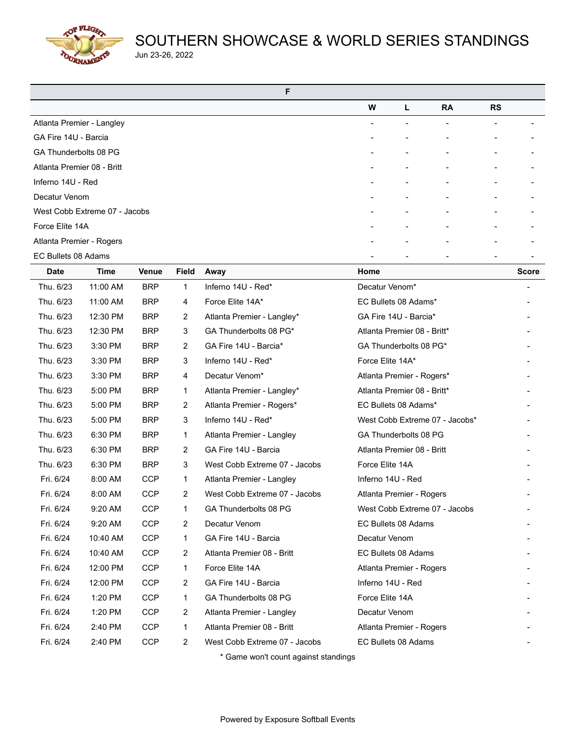# SOUTHERN SHOWCASE & WORLD SERIES STANDINGS

Jun 23-26, 2022

## F

| | W | L | RA | RS | |
|---|---|---|---|---|---|
| Atlanta Premier - Langley | - | - | - | - | - |
| GA Fire 14U - Barcia | - | - | - | - | - |
| GA Thunderbolts 08 PG | - | - | - | - | - |
| Atlanta Premier 08 - Britt | - | - | - | - | - |
| Inferno 14U - Red | - | - | - | - | - |
| Decatur Venom | - | - | - | - | - |
| West Cobb Extreme 07 - Jacobs | - | - | - | - | - |
| Force Elite 14A | - | - | - | - | - |
| Atlanta Premier - Rogers | - | - | - | - | - |
| EC Bullets 08 Adams | - | - | - | - | - |

| Date | Time | Venue | Field | Away | Home | Score |
|---|---|---|---|---|---|---|
| Thu. 6/23 | 11:00 AM | BRP | 1 | Inferno 14U - Red* | Decatur Venom* | - |
| Thu. 6/23 | 11:00 AM | BRP | 4 | Force Elite 14A* | EC Bullets 08 Adams* | - |
| Thu. 6/23 | 12:30 PM | BRP | 2 | Atlanta Premier - Langley* | GA Fire 14U - Barcia* | - |
| Thu. 6/23 | 12:30 PM | BRP | 3 | GA Thunderbolts 08 PG* | Atlanta Premier 08 - Britt* | - |
| Thu. 6/23 | 3:30 PM | BRP | 2 | GA Fire 14U - Barcia* | GA Thunderbolts 08 PG* | - |
| Thu. 6/23 | 3:30 PM | BRP | 3 | Inferno 14U - Red* | Force Elite 14A* | - |
| Thu. 6/23 | 3:30 PM | BRP | 4 | Decatur Venom* | Atlanta Premier - Rogers* | - |
| Thu. 6/23 | 5:00 PM | BRP | 1 | Atlanta Premier - Langley* | Atlanta Premier 08 - Britt* | - |
| Thu. 6/23 | 5:00 PM | BRP | 2 | Atlanta Premier - Rogers* | EC Bullets 08 Adams* | - |
| Thu. 6/23 | 5:00 PM | BRP | 3 | Inferno 14U - Red* | West Cobb Extreme 07 - Jacobs* | - |
| Thu. 6/23 | 6:30 PM | BRP | 1 | Atlanta Premier - Langley | GA Thunderbolts 08 PG | - |
| Thu. 6/23 | 6:30 PM | BRP | 2 | GA Fire 14U - Barcia | Atlanta Premier 08 - Britt | - |
| Thu. 6/23 | 6:30 PM | BRP | 3 | West Cobb Extreme 07 - Jacobs | Force Elite 14A | - |
| Fri. 6/24 | 8:00 AM | CCP | 1 | Atlanta Premier - Langley | Inferno 14U - Red | - |
| Fri. 6/24 | 8:00 AM | CCP | 2 | West Cobb Extreme 07 - Jacobs | Atlanta Premier - Rogers | - |
| Fri. 6/24 | 9:20 AM | CCP | 1 | GA Thunderbolts 08 PG | West Cobb Extreme 07 - Jacobs | - |
| Fri. 6/24 | 9:20 AM | CCP | 2 | Decatur Venom | EC Bullets 08 Adams | - |
| Fri. 6/24 | 10:40 AM | CCP | 1 | GA Fire 14U - Barcia | Decatur Venom | - |
| Fri. 6/24 | 10:40 AM | CCP | 2 | Atlanta Premier 08 - Britt | EC Bullets 08 Adams | - |
| Fri. 6/24 | 12:00 PM | CCP | 1 | Force Elite 14A | Atlanta Premier - Rogers | - |
| Fri. 6/24 | 12:00 PM | CCP | 2 | GA Fire 14U - Barcia | Inferno 14U - Red | - |
| Fri. 6/24 | 1:20 PM | CCP | 1 | GA Thunderbolts 08 PG | Force Elite 14A | - |
| Fri. 6/24 | 1:20 PM | CCP | 2 | Atlanta Premier - Langley | Decatur Venom | - |
| Fri. 6/24 | 2:40 PM | CCP | 1 | Atlanta Premier 08 - Britt | Atlanta Premier - Rogers | - |
| Fri. 6/24 | 2:40 PM | CCP | 2 | West Cobb Extreme 07 - Jacobs | EC Bullets 08 Adams | - |

* Game won't count against standings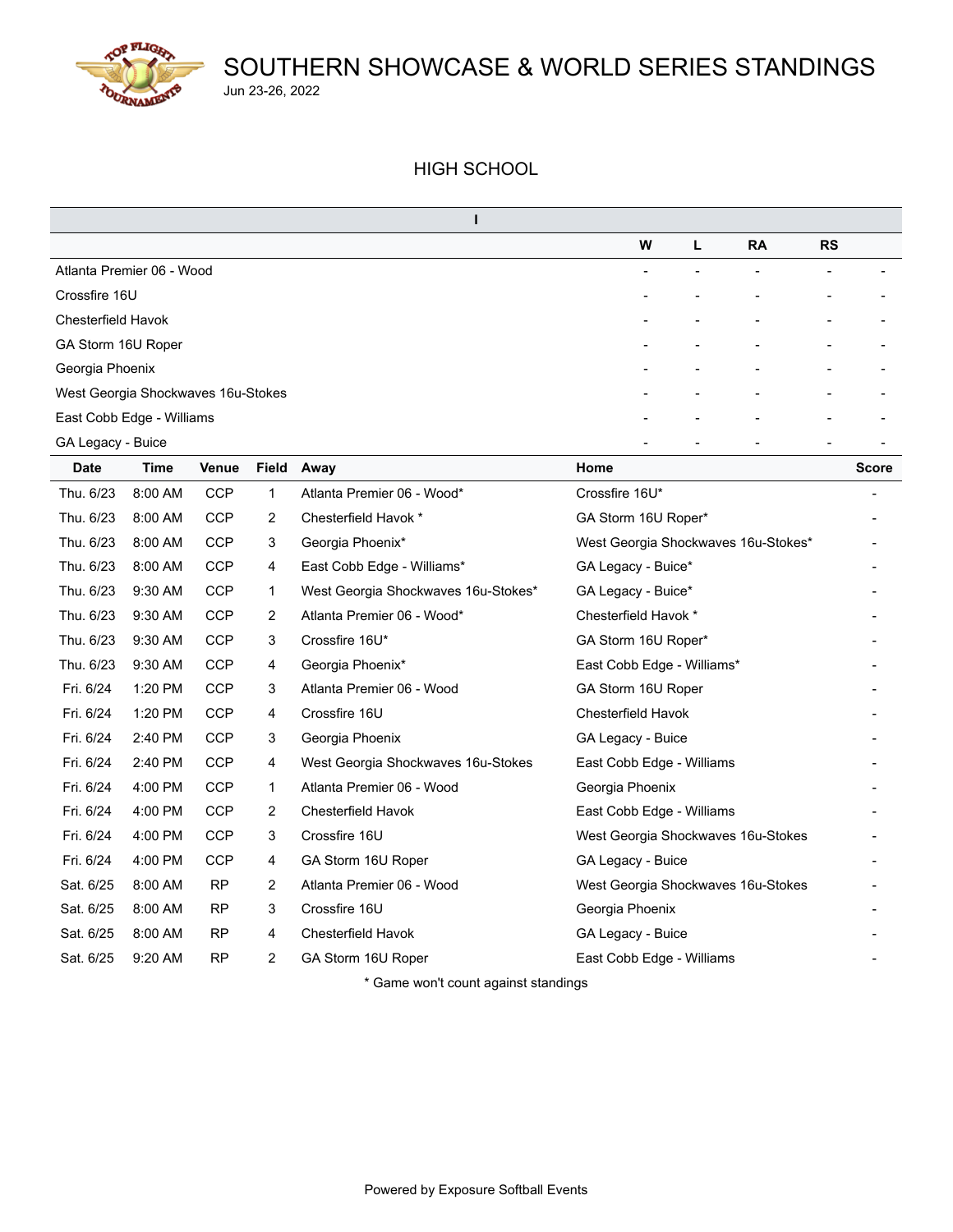# SOUTHERN SHOWCASE & WORLD SERIES STANDINGS

Jun 23-26, 2022

## HIGH SCHOOL

| I | W | L | RA | RS | |
|---|---|---|---|---|---|
| Atlanta Premier 06 - Wood | - | - | - | - | - |
| Crossfire 16U | - | - | - | - | - |
| Chesterfield Havok | - | - | - | - | - |
| GA Storm 16U Roper | - | - | - | - | - |
| Georgia Phoenix | - | - | - | - | - |
| West Georgia Shockwaves 16u-Stokes | - | - | - | - | - |
| East Cobb Edge - Williams | - | - | - | - | - |
| GA Legacy - Buice | - | - | - | - | - |

| Date | Time | Venue | Field | Away | Home | Score |
|---|---|---|---|---|---|---|
| Thu. 6/23 | 8:00 AM | CCP | 1 | Atlanta Premier 06 - Wood* | Crossfire 16U* | - |
| Thu. 6/23 | 8:00 AM | CCP | 2 | Chesterfield Havok * | GA Storm 16U Roper* | - |
| Thu. 6/23 | 8:00 AM | CCP | 3 | Georgia Phoenix* | West Georgia Shockwaves 16u-Stokes* | - |
| Thu. 6/23 | 8:00 AM | CCP | 4 | East Cobb Edge - Williams* | GA Legacy - Buice* | - |
| Thu. 6/23 | 9:30 AM | CCP | 1 | West Georgia Shockwaves 16u-Stokes* | GA Legacy - Buice* | - |
| Thu. 6/23 | 9:30 AM | CCP | 2 | Atlanta Premier 06 - Wood* | Chesterfield Havok * | - |
| Thu. 6/23 | 9:30 AM | CCP | 3 | Crossfire 16U* | GA Storm 16U Roper* | - |
| Thu. 6/23 | 9:30 AM | CCP | 4 | Georgia Phoenix* | East Cobb Edge - Williams* | - |
| Fri. 6/24 | 1:20 PM | CCP | 3 | Atlanta Premier 06 - Wood | GA Storm 16U Roper | - |
| Fri. 6/24 | 1:20 PM | CCP | 4 | Crossfire 16U | Chesterfield Havok | - |
| Fri. 6/24 | 2:40 PM | CCP | 3 | Georgia Phoenix | GA Legacy - Buice | - |
| Fri. 6/24 | 2:40 PM | CCP | 4 | West Georgia Shockwaves 16u-Stokes | East Cobb Edge - Williams | - |
| Fri. 6/24 | 4:00 PM | CCP | 1 | Atlanta Premier 06 - Wood | Georgia Phoenix | - |
| Fri. 6/24 | 4:00 PM | CCP | 2 | Chesterfield Havok | East Cobb Edge - Williams | - |
| Fri. 6/24 | 4:00 PM | CCP | 3 | Crossfire 16U | West Georgia Shockwaves 16u-Stokes | - |
| Fri. 6/24 | 4:00 PM | CCP | 4 | GA Storm 16U Roper | GA Legacy - Buice | - |
| Sat. 6/25 | 8:00 AM | RP | 2 | Atlanta Premier 06 - Wood | West Georgia Shockwaves 16u-Stokes | - |
| Sat. 6/25 | 8:00 AM | RP | 3 | Crossfire 16U | Georgia Phoenix | - |
| Sat. 6/25 | 8:00 AM | RP | 4 | Chesterfield Havok | GA Legacy - Buice | - |
| Sat. 6/25 | 9:20 AM | RP | 2 | GA Storm 16U Roper | East Cobb Edge - Williams | - |

* Game won't count against standings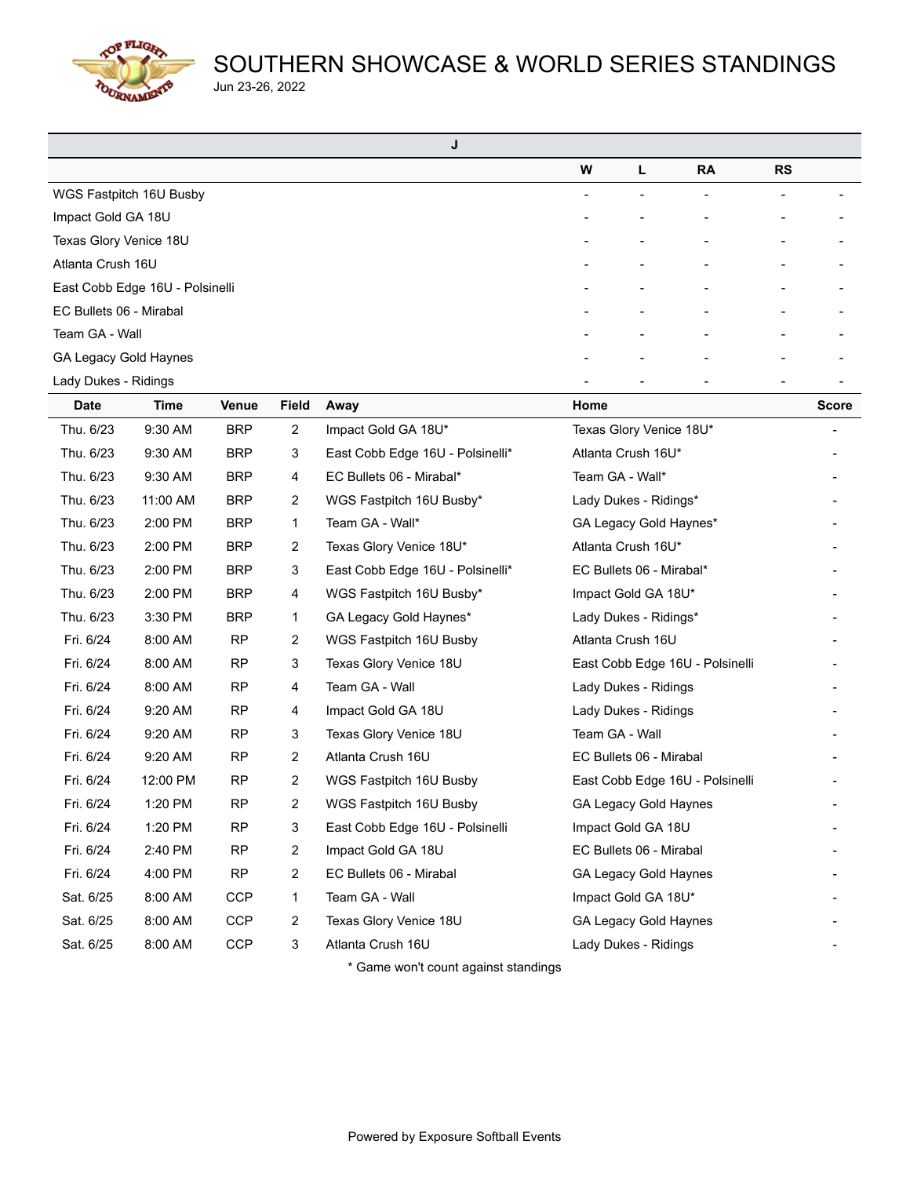# SOUTHERN SHOWCASE & WORLD SERIES STANDINGS

Jun 23-26, 2022

| J | W | L | RA | RS | |
|---|---|---|---|---|---|
| WGS Fastpitch 16U Busby | - | - | - | - | - |
| Impact Gold GA 18U | - | - | - | - | - |
| Texas Glory Venice 18U | - | - | - | - | - |
| Atlanta Crush 16U | - | - | - | - | - |
| East Cobb Edge 16U - Polsinelli | - | - | - | - | - |
| EC Bullets 06 - Mirabal | - | - | - | - | - |
| Team GA - Wall | - | - | - | - | - |
| GA Legacy Gold Haynes | - | - | - | - | - |
| Lady Dukes - Ridings | - | - | - | - | - |

| Date | Time | Venue | Field | Away | Home | Score |
|---|---|---|---|---|---|---|
| Thu. 6/23 | 9:30 AM | BRP | 2 | Impact Gold GA 18U* | Texas Glory Venice 18U* | - |
| Thu. 6/23 | 9:30 AM | BRP | 3 | East Cobb Edge 16U - Polsinelli* | Atlanta Crush 16U* | - |
| Thu. 6/23 | 9:30 AM | BRP | 4 | EC Bullets 06 - Mirabal* | Team GA - Wall* | - |
| Thu. 6/23 | 11:00 AM | BRP | 2 | WGS Fastpitch 16U Busby* | Lady Dukes - Ridings* | - |
| Thu. 6/23 | 2:00 PM | BRP | 1 | Team GA - Wall* | GA Legacy Gold Haynes* | - |
| Thu. 6/23 | 2:00 PM | BRP | 2 | Texas Glory Venice 18U* | Atlanta Crush 16U* | - |
| Thu. 6/23 | 2:00 PM | BRP | 3 | East Cobb Edge 16U - Polsinelli* | EC Bullets 06 - Mirabal* | - |
| Thu. 6/23 | 2:00 PM | BRP | 4 | WGS Fastpitch 16U Busby* | Impact Gold GA 18U* | - |
| Thu. 6/23 | 3:30 PM | BRP | 1 | GA Legacy Gold Haynes* | Lady Dukes - Ridings* | - |
| Fri. 6/24 | 8:00 AM | RP | 2 | WGS Fastpitch 16U Busby | Atlanta Crush 16U | - |
| Fri. 6/24 | 8:00 AM | RP | 3 | Texas Glory Venice 18U | East Cobb Edge 16U - Polsinelli | - |
| Fri. 6/24 | 8:00 AM | RP | 4 | Team GA - Wall | Lady Dukes - Ridings | - |
| Fri. 6/24 | 9:20 AM | RP | 4 | Impact Gold GA 18U | Lady Dukes - Ridings | - |
| Fri. 6/24 | 9:20 AM | RP | 3 | Texas Glory Venice 18U | Team GA - Wall | - |
| Fri. 6/24 | 9:20 AM | RP | 2 | Atlanta Crush 16U | EC Bullets 06 - Mirabal | - |
| Fri. 6/24 | 12:00 PM | RP | 2 | WGS Fastpitch 16U Busby | East Cobb Edge 16U - Polsinelli | - |
| Fri. 6/24 | 1:20 PM | RP | 2 | WGS Fastpitch 16U Busby | GA Legacy Gold Haynes | - |
| Fri. 6/24 | 1:20 PM | RP | 3 | East Cobb Edge 16U - Polsinelli | Impact Gold GA 18U | - |
| Fri. 6/24 | 2:40 PM | RP | 2 | Impact Gold GA 18U | EC Bullets 06 - Mirabal | - |
| Fri. 6/24 | 4:00 PM | RP | 2 | EC Bullets 06 - Mirabal | GA Legacy Gold Haynes | - |
| Sat. 6/25 | 8:00 AM | CCP | 1 | Team GA - Wall | Impact Gold GA 18U* | - |
| Sat. 6/25 | 8:00 AM | CCP | 2 | Texas Glory Venice 18U | GA Legacy Gold Haynes | - |
| Sat. 6/25 | 8:00 AM | CCP | 3 | Atlanta Crush 16U | Lady Dukes - Ridings | - |

\* Game won't count against standings

Powered by Exposure Softball Events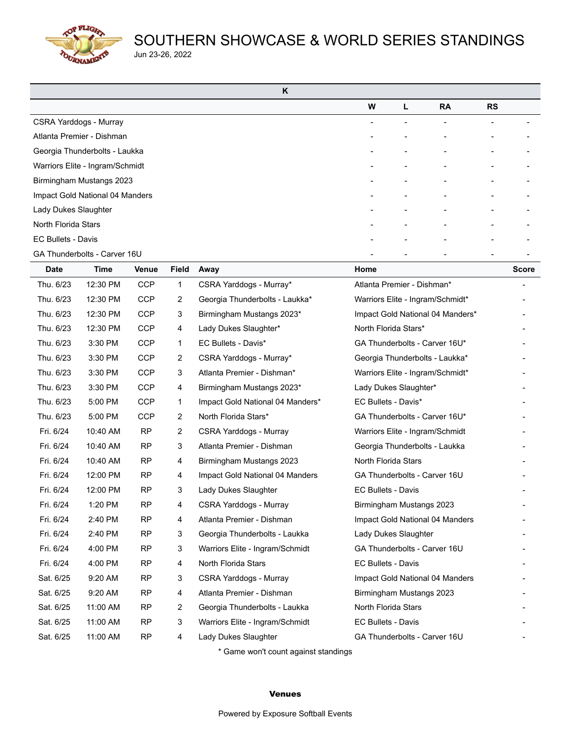# SOUTHERN SHOWCASE & WORLD SERIES STANDINGS

Jun 23-26, 2022

| K | | | | | |
|---|---|---|---|---|---|
| | W | L | RA | RS | |
| CSRA Yarddogs - Murray | - | - | - | - | - |
| Atlanta Premier - Dishman | - | - | - | - | - |
| Georgia Thunderbolts - Laukka | - | - | - | - | - |
| Warriors Elite - Ingram/Schmidt | - | - | - | - | - |
| Birmingham Mustangs 2023 | - | - | - | - | - |
| Impact Gold National 04 Manders | - | - | - | - | - |
| Lady Dukes Slaughter | - | - | - | - | - |
| North Florida Stars | - | - | - | - | - |
| EC Bullets - Davis | - | - | - | - | - |
| GA Thunderbolts - Carver 16U | - | - | - | - | - |

| Date | Time | Venue | Field | Away | Home | Score |
|---|---|---|---|---|---|---|
| Thu. 6/23 | 12:30 PM | CCP | 1 | CSRA Yarddogs - Murray* | Atlanta Premier - Dishman* | - |
| Thu. 6/23 | 12:30 PM | CCP | 2 | Georgia Thunderbolts - Laukka* | Warriors Elite - Ingram/Schmidt* | - |
| Thu. 6/23 | 12:30 PM | CCP | 3 | Birmingham Mustangs 2023* | Impact Gold National 04 Manders* | - |
| Thu. 6/23 | 12:30 PM | CCP | 4 | Lady Dukes Slaughter* | North Florida Stars* | - |
| Thu. 6/23 | 3:30 PM | CCP | 1 | EC Bullets - Davis* | GA Thunderbolts - Carver 16U* | - |
| Thu. 6/23 | 3:30 PM | CCP | 2 | CSRA Yarddogs - Murray* | Georgia Thunderbolts - Laukka* | - |
| Thu. 6/23 | 3:30 PM | CCP | 3 | Atlanta Premier - Dishman* | Warriors Elite - Ingram/Schmidt* | - |
| Thu. 6/23 | 3:30 PM | CCP | 4 | Birmingham Mustangs 2023* | Lady Dukes Slaughter* | - |
| Thu. 6/23 | 5:00 PM | CCP | 1 | Impact Gold National 04 Manders* | EC Bullets - Davis* | - |
| Thu. 6/23 | 5:00 PM | CCP | 2 | North Florida Stars* | GA Thunderbolts - Carver 16U* | - |
| Fri. 6/24 | 10:40 AM | RP | 2 | CSRA Yarddogs - Murray | Warriors Elite - Ingram/Schmidt | - |
| Fri. 6/24 | 10:40 AM | RP | 3 | Atlanta Premier - Dishman | Georgia Thunderbolts - Laukka | - |
| Fri. 6/24 | 10:40 AM | RP | 4 | Birmingham Mustangs 2023 | North Florida Stars | - |
| Fri. 6/24 | 12:00 PM | RP | 4 | Impact Gold National 04 Manders | GA Thunderbolts - Carver 16U | - |
| Fri. 6/24 | 12:00 PM | RP | 3 | Lady Dukes Slaughter | EC Bullets - Davis | - |
| Fri. 6/24 | 1:20 PM | RP | 4 | CSRA Yarddogs - Murray | Birmingham Mustangs 2023 | - |
| Fri. 6/24 | 2:40 PM | RP | 4 | Atlanta Premier - Dishman | Impact Gold National 04 Manders | - |
| Fri. 6/24 | 2:40 PM | RP | 3 | Georgia Thunderbolts - Laukka | Lady Dukes Slaughter | - |
| Fri. 6/24 | 4:00 PM | RP | 3 | Warriors Elite - Ingram/Schmidt | GA Thunderbolts - Carver 16U | - |
| Fri. 6/24 | 4:00 PM | RP | 4 | North Florida Stars | EC Bullets - Davis | - |
| Sat. 6/25 | 9:20 AM | RP | 3 | CSRA Yarddogs - Murray | Impact Gold National 04 Manders | - |
| Sat. 6/25 | 9:20 AM | RP | 4 | Atlanta Premier - Dishman | Birmingham Mustangs 2023 | - |
| Sat. 6/25 | 11:00 AM | RP | 2 | Georgia Thunderbolts - Laukka | North Florida Stars | - |
| Sat. 6/25 | 11:00 AM | RP | 3 | Warriors Elite - Ingram/Schmidt | EC Bullets - Davis | - |
| Sat. 6/25 | 11:00 AM | RP | 4 | Lady Dukes Slaughter | GA Thunderbolts - Carver 16U | - |

* Game won't count against standings

**Venues**

Powered by Exposure Softball Events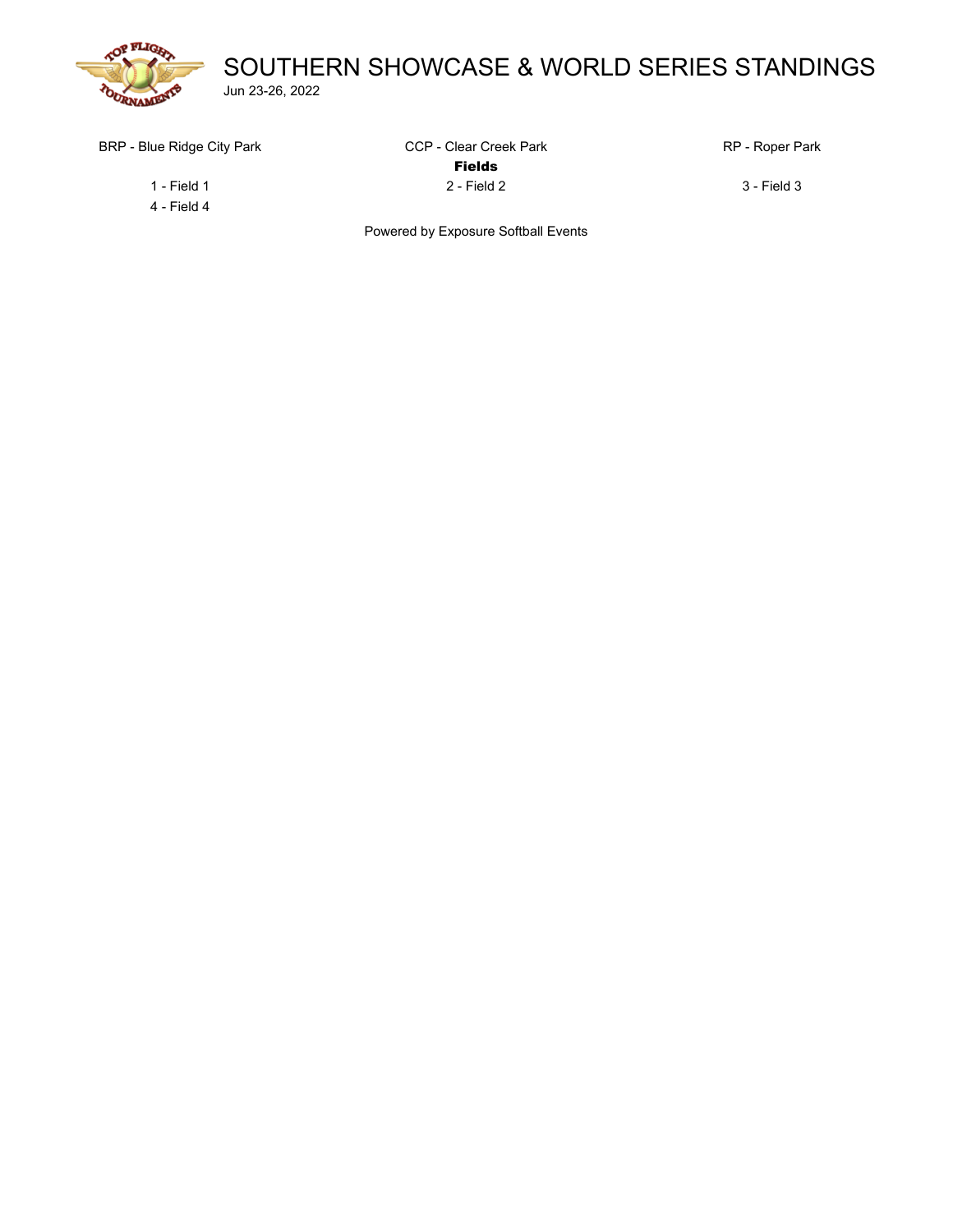# SOUTHERN SHOWCASE & WORLD SERIES STANDINGS

Jun 23-26, 2022

BRP - Blue Ridge City Park

CCP - Clear Creek Park

RP - Roper Park

**Fields**

1 - Field 1

2 - Field 2

3 - Field 3

4 - Field 4

Powered by Exposure Softball Events